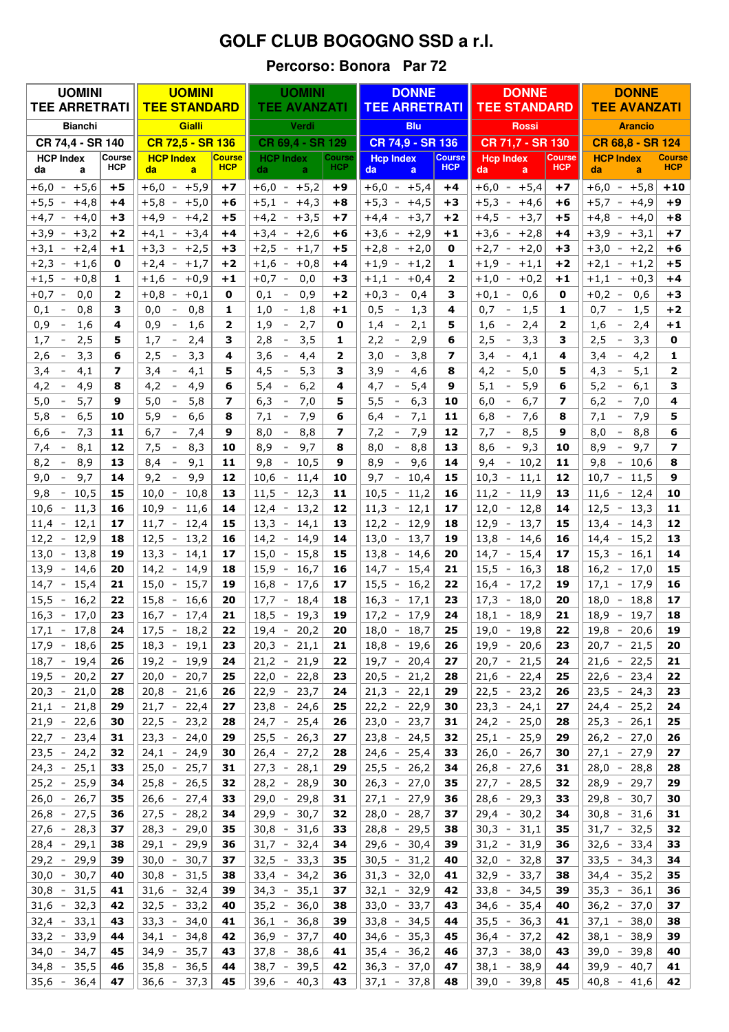# GOLF CLUB BOGOGNO SSD a r.l.

## Percorso: Bonora Par 72

| UOMINI TEE ARRETRATI | | UOMINI TEE STANDARD | | UOMINI TEE AVANZATI | | DONNE TEE ARRETRATI | | DONNE TEE STANDARD | | DONNE TEE AVANZATI | |
|---|---|---|---|---|---|---|---|---|---|---|---|
| Bianchi | | Gialli | | Verdi | | Blu | | Rossi | | Arancio | |
| CR 74,4 - SR 140 | | CR 72,5 - SR 136 | | CR 69,4 - SR 129 | | CR 74,9 - SR 136 | | CR 71,7 - SR 130 | | CR 68,8 - SR 124 | |
| HCP Index da a | Course HCP | HCP Index da a | Course HCP | HCP Index da a | Course HCP | Hcp Index da a | Course HCP | Hcp Index da a | Course HCP | HCP Index da a | Course HCP |
| +6,0 - +5,6 | **+5** | +6,0 - +5,9 | **+7** | +6,0 - +5,2 | **+9** | +6,0 - +5,4 | **+4** | +6,0 - +5,4 | **+7** | +6,0 - +5,8 | **+10** |
| +5,5 - +4,8 | **+4** | +5,8 - +5,0 | **+6** | +5,1 - +4,3 | **+8** | +5,3 - +4,5 | **+3** | +5,3 - +4,6 | **+6** | +5,7 - +4,9 | **+9** |
| +4,7 - +4,0 | **+3** | +4,9 - +4,2 | **+5** | +4,2 - +3,5 | **+7** | +4,4 - +3,7 | **+2** | +4,5 - +3,7 | **+5** | +4,8 - +4,0 | **+8** |
| +3,9 - +3,2 | **+2** | +4,1 - +3,4 | **+4** | +3,4 - +2,6 | **+6** | +3,6 - +2,9 | **+1** | +3,6 - +2,8 | **+4** | +3,9 - +3,1 | **+7** |
| +3,1 - +2,4 | **+1** | +3,3 - +2,5 | **+3** | +2,5 - +1,7 | **+5** | +2,8 - +2,0 | **0** | +2,7 - +2,0 | **+3** | +3,0 - +2,2 | **+6** |
| +2,3 - +1,6 | **0** | +2,4 - +1,7 | **+2** | +1,6 - +0,8 | **+4** | +1,9 - +1,2 | **1** | +1,9 - +1,1 | **+2** | +2,1 - +1,2 | **+5** |
| +1,5 - +0,8 | **1** | +1,6 - +0,9 | **+1** | +0,7 - 0,0 | **+3** | +1,1 - +0,4 | **2** | +1,0 - +0,2 | **+1** | +1,1 - +0,3 | **+4** |
| +0,7 - 0,0 | **2** | +0,8 - +0,1 | **0** | 0,1 - 0,9 | **+2** | +0,3 - 0,4 | **3** | +0,1 - 0,6 | **0** | +0,2 - 0,6 | **+3** |
| 0,1 - 0,8 | **3** | 0,0 - 0,8 | **1** | 1,0 - 1,8 | **+1** | 0,5 - 1,3 | **4** | 0,7 - 1,5 | **1** | 0,7 - 1,5 | **+2** |
| 0,9 - 1,6 | **4** | 0,9 - 1,6 | **2** | 1,9 - 2,7 | **0** | 1,4 - 2,1 | **5** | 1,6 - 2,4 | **2** | 1,6 - 2,4 | **+1** |
| 1,7 - 2,5 | **5** | 1,7 - 2,4 | **3** | 2,8 - 3,5 | **1** | 2,2 - 2,9 | **6** | 2,5 - 3,3 | **3** | 2,5 - 3,3 | **0** |
| 2,6 - 3,3 | **6** | 2,5 - 3,3 | **4** | 3,6 - 4,4 | **2** | 3,0 - 3,8 | **7** | 3,4 - 4,1 | **4** | 3,4 - 4,2 | **1** |
| 3,4 - 4,1 | **7** | 3,4 - 4,1 | **5** | 4,5 - 5,3 | **3** | 3,9 - 4,6 | **8** | 4,2 - 5,0 | **5** | 4,3 - 5,1 | **2** |
| 4,2 - 4,9 | **8** | 4,2 - 4,9 | **6** | 5,4 - 6,2 | **4** | 4,7 - 5,4 | **9** | 5,1 - 5,9 | **6** | 5,2 - 6,1 | **3** |
| 5,0 - 5,7 | **9** | 5,0 - 5,8 | **7** | 6,3 - 7,0 | **5** | 5,5 - 6,3 | **10** | 6,0 - 6,7 | **7** | 6,2 - 7,0 | **4** |
| 5,8 - 6,5 | **10** | 5,9 - 6,6 | **8** | 7,1 - 7,9 | **6** | 6,4 - 7,1 | **11** | 6,8 - 7,6 | **8** | 7,1 - 7,9 | **5** |
| 6,6 - 7,3 | **11** | 6,7 - 7,4 | **9** | 8,0 - 8,8 | **7** | 7,2 - 7,9 | **12** | 7,7 - 8,5 | **9** | 8,0 - 8,8 | **6** |
| 7,4 - 8,1 | **12** | 7,5 - 8,3 | **10** | 8,9 - 9,7 | **8** | 8,0 - 8,8 | **13** | 8,6 - 9,3 | **10** | 8,9 - 9,7 | **7** |
| 8,2 - 8,9 | **13** | 8,4 - 9,1 | **11** | 9,8 - 10,5 | **9** | 8,9 - 9,6 | **14** | 9,4 - 10,2 | **11** | 9,8 - 10,6 | **8** |
| 9,0 - 9,7 | **14** | 9,2 - 9,9 | **12** | 10,6 - 11,4 | **10** | 9,7 - 10,4 | **15** | 10,3 - 11,1 | **12** | 10,7 - 11,5 | **9** |
| 9,8 - 10,5 | **15** | 10,0 - 10,8 | **13** | 11,5 - 12,3 | **11** | 10,5 - 11,2 | **16** | 11,2 - 11,9 | **13** | 11,6 - 12,4 | **10** |
| 10,6 - 11,3 | **16** | 10,9 - 11,6 | **14** | 12,4 - 13,2 | **12** | 11,3 - 12,1 | **17** | 12,0 - 12,8 | **14** | 12,5 - 13,3 | **11** |
| 11,4 - 12,1 | **17** | 11,7 - 12,4 | **15** | 13,3 - 14,1 | **13** | 12,2 - 12,9 | **18** | 12,9 - 13,7 | **15** | 13,4 - 14,3 | **12** |
| 12,2 - 12,9 | **18** | 12,5 - 13,2 | **16** | 14,2 - 14,9 | **14** | 13,0 - 13,7 | **19** | 13,8 - 14,6 | **16** | 14,4 - 15,2 | **13** |
| 13,0 - 13,8 | **19** | 13,3 - 14,1 | **17** | 15,0 - 15,8 | **15** | 13,8 - 14,6 | **20** | 14,7 - 15,4 | **17** | 15,3 - 16,1 | **14** |
| 13,9 - 14,6 | **20** | 14,2 - 14,9 | **18** | 15,9 - 16,7 | **16** | 14,7 - 15,4 | **21** | 15,5 - 16,3 | **18** | 16,2 - 17,0 | **15** |
| 14,7 - 15,4 | **21** | 15,0 - 15,7 | **19** | 16,8 - 17,6 | **17** | 15,5 - 16,2 | **22** | 16,4 - 17,2 | **19** | 17,1 - 17,9 | **16** |
| 15,5 - 16,2 | **22** | 15,8 - 16,6 | **20** | 17,7 - 18,4 | **18** | 16,3 - 17,1 | **23** | 17,3 - 18,0 | **20** | 18,0 - 18,8 | **17** |
| 16,3 - 17,0 | **23** | 16,7 - 17,4 | **21** | 18,5 - 19,3 | **19** | 17,2 - 17,9 | **24** | 18,1 - 18,9 | **21** | 18,9 - 19,7 | **18** |
| 17,1 - 17,8 | **24** | 17,5 - 18,2 | **22** | 19,4 - 20,2 | **20** | 18,0 - 18,7 | **25** | 19,0 - 19,8 | **22** | 19,8 - 20,6 | **19** |
| 17,9 - 18,6 | **25** | 18,3 - 19,1 | **23** | 20,3 - 21,1 | **21** | 18,8 - 19,6 | **26** | 19,9 - 20,6 | **23** | 20,7 - 21,5 | **20** |
| 18,7 - 19,4 | **26** | 19,2 - 19,9 | **24** | 21,2 - 21,9 | **22** | 19,7 - 20,4 | **27** | 20,7 - 21,5 | **24** | 21,6 - 22,5 | **21** |
| 19,5 - 20,2 | **27** | 20,0 - 20,7 | **25** | 22,0 - 22,8 | **23** | 20,5 - 21,2 | **28** | 21,6 - 22,4 | **25** | 22,6 - 23,4 | **22** |
| 20,3 - 21,0 | **28** | 20,8 - 21,6 | **26** | 22,9 - 23,7 | **24** | 21,3 - 22,1 | **29** | 22,5 - 23,2 | **26** | 23,5 - 24,3 | **23** |
| 21,1 - 21,8 | **29** | 21,7 - 22,4 | **27** | 23,8 - 24,6 | **25** | 22,2 - 22,9 | **30** | 23,3 - 24,1 | **27** | 24,4 - 25,2 | **24** |
| 21,9 - 22,6 | **30** | 22,5 - 23,2 | **28** | 24,7 - 25,4 | **26** | 23,0 - 23,7 | **31** | 24,2 - 25,0 | **28** | 25,3 - 26,1 | **25** |
| 22,7 - 23,4 | **31** | 23,3 - 24,0 | **29** | 25,5 - 26,3 | **27** | 23,8 - 24,5 | **32** | 25,1 - 25,9 | **29** | 26,2 - 27,0 | **26** |
| 23,5 - 24,2 | **32** | 24,1 - 24,9 | **30** | 26,4 - 27,2 | **28** | 24,6 - 25,4 | **33** | 26,0 - 26,7 | **30** | 27,1 - 27,9 | **27** |
| 24,3 - 25,1 | **33** | 25,0 - 25,7 | **31** | 27,3 - 28,1 | **29** | 25,5 - 26,2 | **34** | 26,8 - 27,6 | **31** | 28,0 - 28,8 | **28** |
| 25,2 - 25,9 | **34** | 25,8 - 26,5 | **32** | 28,2 - 28,9 | **30** | 26,3 - 27,0 | **35** | 27,7 - 28,5 | **32** | 28,9 - 29,7 | **29** |
| 26,0 - 26,7 | **35** | 26,6 - 27,4 | **33** | 29,0 - 29,8 | **31** | 27,1 - 27,9 | **36** | 28,6 - 29,3 | **33** | 29,8 - 30,7 | **30** |
| 26,8 - 27,5 | **36** | 27,5 - 28,2 | **34** | 29,9 - 30,7 | **32** | 28,0 - 28,7 | **37** | 29,4 - 30,2 | **34** | 30,8 - 31,6 | **31** |
| 27,6 - 28,3 | **37** | 28,3 - 29,0 | **35** | 30,8 - 31,6 | **33** | 28,8 - 29,5 | **38** | 30,3 - 31,1 | **35** | 31,7 - 32,5 | **32** |
| 28,4 - 29,1 | **38** | 29,1 - 29,9 | **36** | 31,7 - 32,4 | **34** | 29,6 - 30,4 | **39** | 31,2 - 31,9 | **36** | 32,6 - 33,4 | **33** |
| 29,2 - 29,9 | **39** | 30,0 - 30,7 | **37** | 32,5 - 33,3 | **35** | 30,5 - 31,2 | **40** | 32,0 - 32,8 | **37** | 33,5 - 34,3 | **34** |
| 30,0 - 30,7 | **40** | 30,8 - 31,5 | **38** | 33,4 - 34,2 | **36** | 31,3 - 32,0 | **41** | 32,9 - 33,7 | **38** | 34,4 - 35,2 | **35** |
| 30,8 - 31,5 | **41** | 31,6 - 32,4 | **39** | 34,3 - 35,1 | **37** | 32,1 - 32,9 | **42** | 33,8 - 34,5 | **39** | 35,3 - 36,1 | **36** |
| 31,6 - 32,3 | **42** | 32,5 - 33,2 | **40** | 35,2 - 36,0 | **38** | 33,0 - 33,7 | **43** | 34,6 - 35,4 | **40** | 36,2 - 37,0 | **37** |
| 32,4 - 33,1 | **43** | 33,3 - 34,0 | **41** | 36,1 - 36,8 | **39** | 33,8 - 34,5 | **44** | 35,5 - 36,3 | **41** | 37,1 - 38,0 | **38** |
| 33,2 - 33,9 | **44** | 34,1 - 34,8 | **42** | 36,9 - 37,7 | **40** | 34,6 - 35,3 | **45** | 36,4 - 37,2 | **42** | 38,1 - 38,9 | **39** |
| 34,0 - 34,7 | **45** | 34,9 - 35,7 | **43** | 37,8 - 38,6 | **41** | 35,4 - 36,2 | **46** | 37,3 - 38,0 | **43** | 39,0 - 39,8 | **40** |
| 34,8 - 35,5 | **46** | 35,8 - 36,5 | **44** | 38,7 - 39,5 | **42** | 36,3 - 37,0 | **47** | 38,1 - 38,9 | **44** | 39,9 - 40,7 | **41** |
| 35,6 - 36,4 | **47** | 36,6 - 37,3 | **45** | 39,6 - 40,3 | **43** | 37,1 - 37,8 | **48** | 39,0 - 39,8 | **45** | 40,8 - 41,6 | **42** |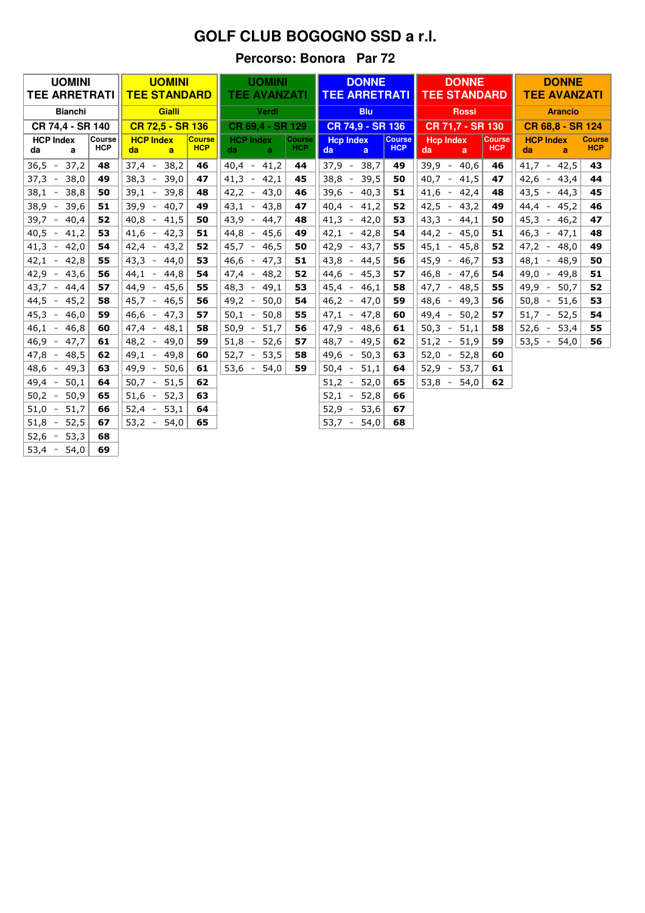# GOLF CLUB BOGOGNO SSD a r.l.

## Percorso: Bonora   Par 72

| UOMINI TEE ARRETRATI | | UOMINI TEE STANDARD | | UOMINI TEE AVANZATI | | DONNE TEE ARRETRATI | | DONNE TEE STANDARD | | DONNE TEE AVANZATI | |
|---|---|---|---|---|---|---|---|---|---|---|---|
| Bianchi | | Gialli | | Verdi | | Blu | | Rossi | | Arancio | |
| CR 74,4 - SR 140 | | CR 72,5 - SR 136 | | CR 69,4 - SR 129 | | CR 74,9 - SR 136 | | CR 71,7 - SR 130 | | CR 68,8 - SR 124 | |
| HCP Index da a | Course HCP | HCP Index da a | Course HCP | HCP Index da a | Course HCP | Hcp Index da a | Course HCP | Hcp Index da a | Course HCP | HCP Index da a | Course HCP |
| 36,5 - 37,2 | 48 | 37,4 - 38,2 | 46 | 40,4 - 41,2 | 44 | 37,9 - 38,7 | 49 | 39,9 - 40,6 | 46 | 41,7 - 42,5 | 43 |
| 37,3 - 38,0 | 49 | 38,3 - 39,0 | 47 | 41,3 - 42,1 | 45 | 38,8 - 39,5 | 50 | 40,7 - 41,5 | 47 | 42,6 - 43,4 | 44 |
| 38,1 - 38,8 | 50 | 39,1 - 39,8 | 48 | 42,2 - 43,0 | 46 | 39,6 - 40,3 | 51 | 41,6 - 42,4 | 48 | 43,5 - 44,3 | 45 |
| 38,9 - 39,6 | 51 | 39,9 - 40,7 | 49 | 43,1 - 43,8 | 47 | 40,4 - 41,2 | 52 | 42,5 - 43,2 | 49 | 44,4 - 45,2 | 46 |
| 39,7 - 40,4 | 52 | 40,8 - 41,5 | 50 | 43,9 - 44,7 | 48 | 41,3 - 42,0 | 53 | 43,3 - 44,1 | 50 | 45,3 - 46,2 | 47 |
| 40,5 - 41,2 | 53 | 41,6 - 42,3 | 51 | 44,8 - 45,6 | 49 | 42,1 - 42,8 | 54 | 44,2 - 45,0 | 51 | 46,3 - 47,1 | 48 |
| 41,3 - 42,0 | 54 | 42,4 - 43,2 | 52 | 45,7 - 46,5 | 50 | 42,9 - 43,7 | 55 | 45,1 - 45,8 | 52 | 47,2 - 48,0 | 49 |
| 42,1 - 42,8 | 55 | 43,3 - 44,0 | 53 | 46,6 - 47,3 | 51 | 43,8 - 44,5 | 56 | 45,9 - 46,7 | 53 | 48,1 - 48,9 | 50 |
| 42,9 - 43,6 | 56 | 44,1 - 44,8 | 54 | 47,4 - 48,2 | 52 | 44,6 - 45,3 | 57 | 46,8 - 47,6 | 54 | 49,0 - 49,8 | 51 |
| 43,7 - 44,4 | 57 | 44,9 - 45,6 | 55 | 48,3 - 49,1 | 53 | 45,4 - 46,1 | 58 | 47,7 - 48,5 | 55 | 49,9 - 50,7 | 52 |
| 44,5 - 45,2 | 58 | 45,7 - 46,5 | 56 | 49,2 - 50,0 | 54 | 46,2 - 47,0 | 59 | 48,6 - 49,3 | 56 | 50,8 - 51,6 | 53 |
| 45,3 - 46,0 | 59 | 46,6 - 47,3 | 57 | 50,1 - 50,8 | 55 | 47,1 - 47,8 | 60 | 49,4 - 50,2 | 57 | 51,7 - 52,5 | 54 |
| 46,1 - 46,8 | 60 | 47,4 - 48,1 | 58 | 50,9 - 51,7 | 56 | 47,9 - 48,6 | 61 | 50,3 - 51,1 | 58 | 52,6 - 53,4 | 55 |
| 46,9 - 47,7 | 61 | 48,2 - 49,0 | 59 | 51,8 - 52,6 | 57 | 48,7 - 49,5 | 62 | 51,2 - 51,9 | 59 | 53,5 - 54,0 | 56 |
| 47,8 - 48,5 | 62 | 49,1 - 49,8 | 60 | 52,7 - 53,5 | 58 | 49,6 - 50,3 | 63 | 52,0 - 52,8 | 60 | | |
| 48,6 - 49,3 | 63 | 49,9 - 50,6 | 61 | 53,6 - 54,0 | 59 | 50,4 - 51,1 | 64 | 52,9 - 53,7 | 61 | | |
| 49,4 - 50,1 | 64 | 50,7 - 51,5 | 62 | | | 51,2 - 52,0 | 65 | 53,8 - 54,0 | 62 | | |
| 50,2 - 50,9 | 65 | 51,6 - 52,3 | 63 | | | 52,1 - 52,8 | 66 | | | | |
| 51,0 - 51,7 | 66 | 52,4 - 53,1 | 64 | | | 52,9 - 53,6 | 67 | | | | |
| 51,8 - 52,5 | 67 | 53,2 - 54,0 | 65 | | | 53,7 - 54,0 | 68 | | | | |
| 52,6 - 53,3 | 68 | | | | | | | | | | |
| 53,4 - 54,0 | 69 | | | | | | | | | | |